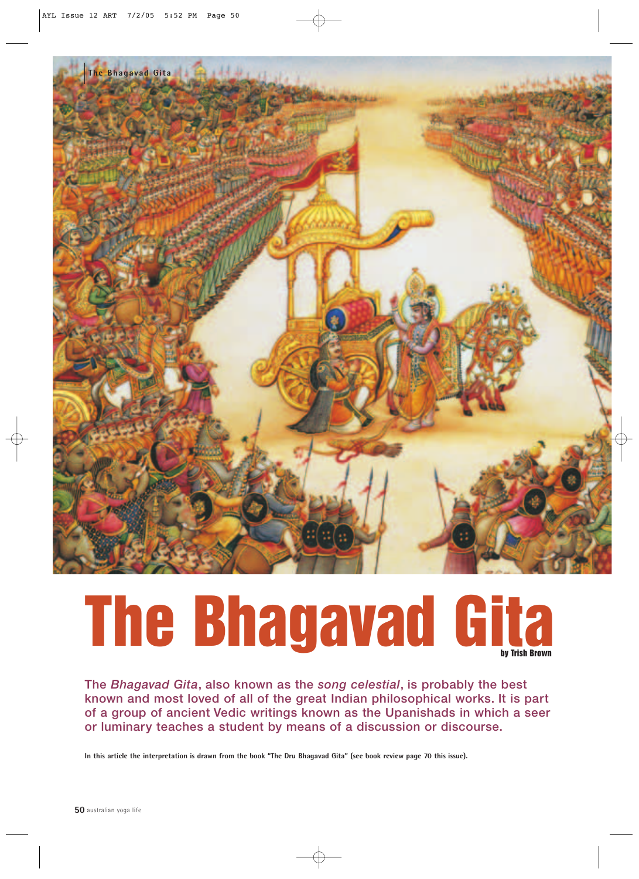# The Bhagavad Gita

by Trish Brown

The *Bhagavad Gita*, also known as the *song celestial*, is probably the best known and most loved of all of the great Indian philosophical works. It is part of a group of ancient Vedic writings known as the Upanishads in which a seer or luminary teaches a student by means of a discussion or discourse.

**In this article the interpretation is drawn from the book "The Dru Bhagavad Gita" (see book review page 70 this issue).**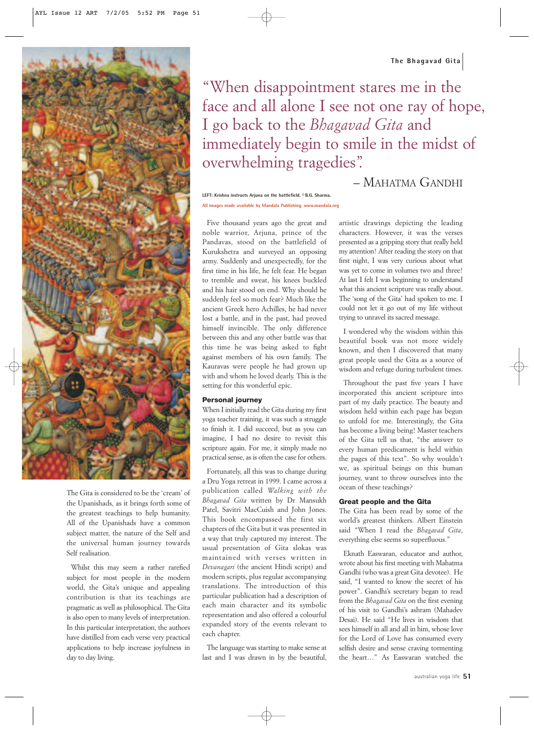> "When disappointment stares me in the face and all alone I see not one ray of hope, I go back to the *Bhagavad Gita* and immediately begin to smile in the midst of overwhelming tragedies".
>
> – Mahatma Gandhi

LEFT: Krishna instructs Arjuna on the battlefield. © B.G. Sharma.

All images made available by Mandala Publishing, www.mandala.org

Five thousand years ago the great and noble warrior, Arjuna, prince of the Pandavas, stood on the battlefield of Kurukshetra and surveyed an opposing army. Suddenly and unexpectedly, for the first time in his life, he felt fear. He began to tremble and sweat, his knees buckled and his hair stood on end. Why should he suddenly feel so much fear? Much like the ancient Greek hero Achilles, he had never lost a battle, and in the past, had proved himself invincible. The only difference between this and any other battle was that this time he was being asked to fight against members of his own family. The Kauravas were people he had grown up with and whom he loved dearly. This is the setting for this wonderful epic.

The Gita is considered to be the 'cream' of the Upanishads, as it brings forth some of the greatest teachings to help humanity. All of the Upanishads have a common subject matter, the nature of the Self and the universal human journey towards Self realisation.

Whilst this may seem a rather rarefied subject for most people in the modern world, the Gita's unique and appealing contribution is that its teachings are pragmatic as well as philosophical. The Gita is also open to many levels of interpretation. In this particular interpretation, the authors have distilled from each verse very practical applications to help increase joyfulness in day to day living.

### Personal journey

When I initially read the Gita during my first yoga teacher training, it was such a struggle to finish it. I did succeed, but as you can imagine, I had no desire to revisit this scripture again. For me, it simply made no practical sense, as is often the case for others.

Fortunately, all this was to change during a Dru Yoga retreat in 1999. I came across a publication called *Walking with the Bhagavad Gita* written by Dr Mansukh Patel, Savitri MacCuish and John Jones. This book encompassed the first six chapters of the Gita but it was presented in a way that truly captured my interest. The usual presentation of Gita slokas was maintained with verses written in *Devanagari* (the ancient Hindi script) and modern scripts, plus regular accompanying translations. The introduction of this particular publication had a description of each main character and its symbolic representation and also offered a colourful expanded story of the events relevant to each chapter.

The language was starting to make sense at last and I was drawn in by the beautiful, artistic drawings depicting the leading characters. However, it was the verses presented as a gripping story that really held my attention! After reading the story on that first night, I was very curious about what was yet to come in volumes two and three! At last I felt I was beginning to understand what this ancient scripture was really about. The 'song of the Gita' had spoken to me. I could not let it go out of my life without trying to unravel its sacred message.

I wondered why the wisdom within this beautiful book was not more widely known, and then I discovered that many great people used the Gita as a source of wisdom and refuge during turbulent times.

Throughout the past five years I have incorporated this ancient scripture into part of my daily practice. The beauty and wisdom held within each page has begun to unfold for me. Interestingly, the Gita has become a living being! Master teachers of the Gita tell us that, "the answer to every human predicament is held within the pages of this text". So why wouldn't we, as spiritual beings on this human journey, want to throw ourselves into the ocean of these teachings?

### Great people and the Gita

The Gita has been read by some of the world's greatest thinkers. Albert Einstein said "When I read the *Bhagavad Gita*, everything else seems so superfluous."

Eknath Easwaran, educator and author, wrote about his first meeting with Mahatma Gandhi (who was a great Gita devotee). He said, "I wanted to know the secret of his power". Gandhi's secretary began to read from the *Bhagavad Gita* on the first evening of his visit to Gandhi's ashram (Mahadev Desai). He said "He lives in wisdom that sees himself in all and all in him, whose love for the Lord of Love has consumed every selfish desire and sense craving tormenting the heart…" As Easwaran watched the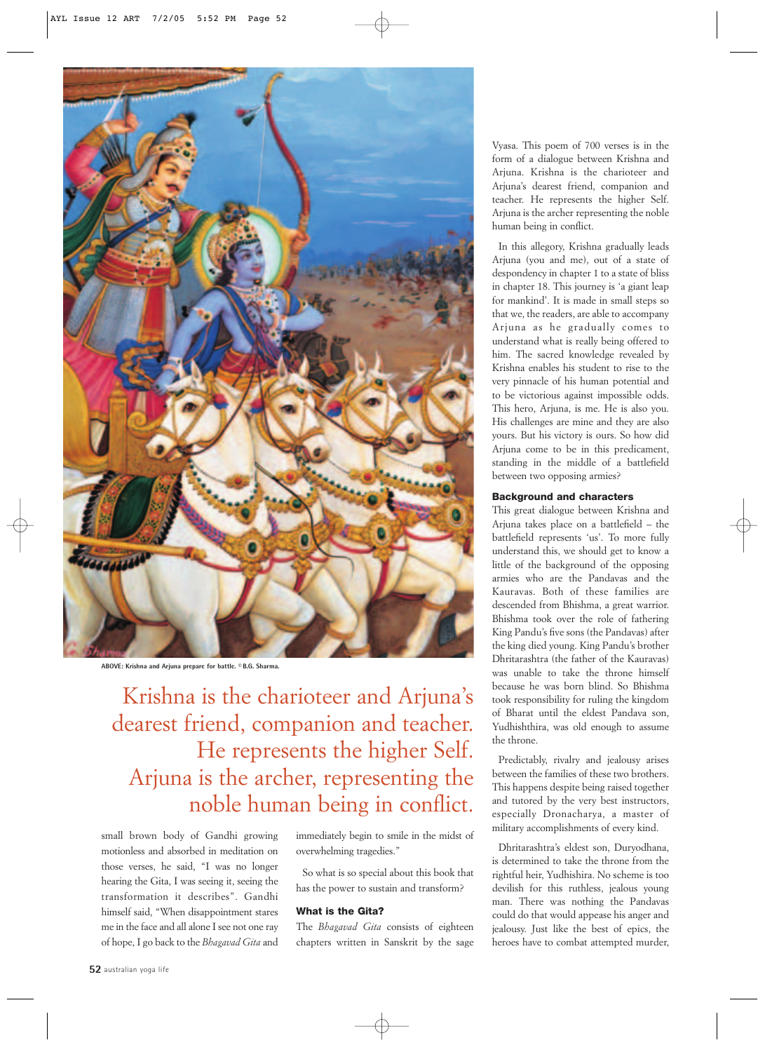ABOVE: Krishna and Arjuna prepare for battle. © B.G. Sharma.

> Krishna is the charioteer and Arjuna's dearest friend, companion and teacher. He represents the higher Self. Arjuna is the archer, representing the noble human being in conflict.

small brown body of Gandhi growing motionless and absorbed in meditation on those verses, he said, "I was no longer hearing the Gita, I was seeing it, seeing the transformation it describes". Gandhi himself said, "When disappointment stares me in the face and all alone I see not one ray of hope, I go back to the *Bhagavad Gita* and immediately begin to smile in the midst of overwhelming tragedies."

So what is so special about this book that has the power to sustain and transform?

### What is the Gita?

The *Bhagavad Gita* consists of eighteen chapters written in Sanskrit by the sage Vyasa. This poem of 700 verses is in the form of a dialogue between Krishna and Arjuna. Krishna is the charioteer and Arjuna's dearest friend, companion and teacher. He represents the higher Self. Arjuna is the archer representing the noble human being in conflict.

In this allegory, Krishna gradually leads Arjuna (you and me), out of a state of despondency in chapter 1 to a state of bliss in chapter 18. This journey is 'a giant leap for mankind'. It is made in small steps so that we, the readers, are able to accompany Arjuna as he gradually comes to understand what is really being offered to him. The sacred knowledge revealed by Krishna enables his student to rise to the very pinnacle of his human potential and to be victorious against impossible odds. This hero, Arjuna, is me. He is also you. His challenges are mine and they are also yours. But his victory is ours. So how did Arjuna come to be in this predicament, standing in the middle of a battlefield between two opposing armies?

### Background and characters

This great dialogue between Krishna and Arjuna takes place on a battlefield – the battlefield represents 'us'. To more fully understand this, we should get to know a little of the background of the opposing armies who are the Pandavas and the Kauravas. Both of these families are descended from Bhishma, a great warrior. Bhishma took over the role of fathering King Pandu's five sons (the Pandavas) after the king died young. King Pandu's brother Dhritarashtra (the father of the Kauravas) was unable to take the throne himself because he was born blind. So Bhishma took responsibility for ruling the kingdom of Bharat until the eldest Pandava son, Yudhishthira, was old enough to assume the throne.

Predictably, rivalry and jealousy arises between the families of these two brothers. This happens despite being raised together and tutored by the very best instructors, especially Dronacharya, a master of military accomplishments of every kind.

Dhritarashtra's eldest son, Duryodhana, is determined to take the throne from the rightful heir, Yudhishira. No scheme is too devilish for this ruthless, jealous young man. There was nothing the Pandavas could do that would appease his anger and jealousy. Just like the best of epics, the heroes have to combat attempted murder,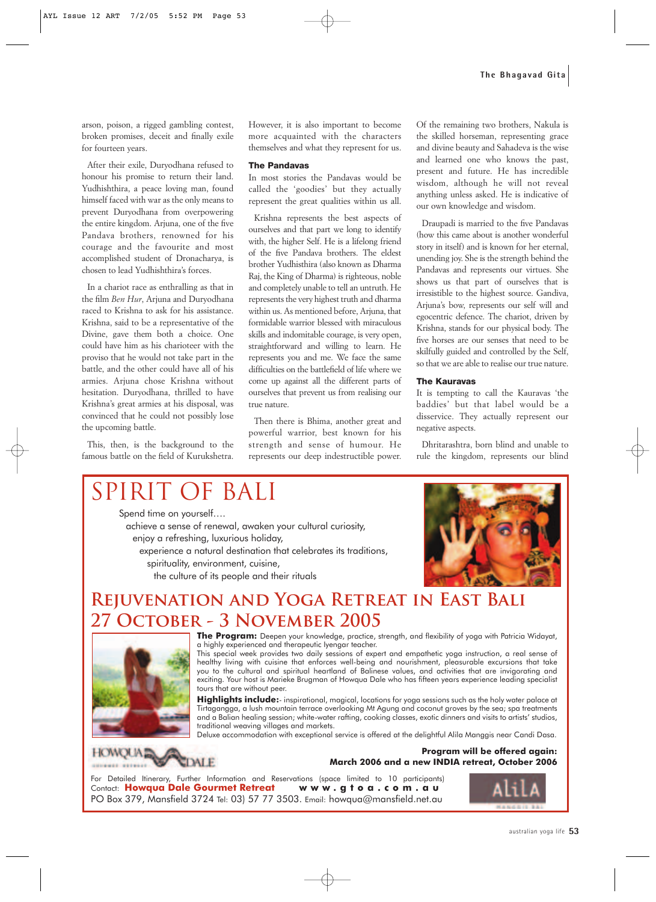arson, poison, a rigged gambling contest, broken promises, deceit and finally exile for fourteen years.

After their exile, Duryodhana refused to honour his promise to return their land. Yudhishthira, a peace loving man, found himself faced with war as the only means to prevent Duryodhana from overpowering the entire kingdom. Arjuna, one of the five Pandava brothers, renowned for his courage and the favourite and most accomplished student of Dronacharya, is chosen to lead Yudhishthira's forces.

In a chariot race as enthralling as that in the film *Ben Hur*, Arjuna and Duryodhana raced to Krishna to ask for his assistance. Krishna, said to be a representative of the Divine, gave them both a choice. One could have him as his charioteer with the proviso that he would not take part in the battle, and the other could have all of his armies. Arjuna chose Krishna without hesitation. Duryodhana, thrilled to have Krishna's great armies at his disposal, was convinced that he could not possibly lose the upcoming battle.

This, then, is the background to the famous battle on the field of Kurukshetra. However, it is also important to become more acquainted with the characters themselves and what they represent for us.

### The Pandavas

In most stories the Pandavas would be called the 'goodies' but they actually represent the great qualities within us all.

Krishna represents the best aspects of ourselves and that part we long to identify with, the higher Self. He is a lifelong friend of the five Pandava brothers. The eldest brother Yudhisthira (also known as Dharma Raj, the King of Dharma) is righteous, noble and completely unable to tell an untruth. He represents the very highest truth and dharma within us. As mentioned before, Arjuna, that formidable warrior blessed with miraculous skills and indomitable courage, is very open, straightforward and willing to learn. He represents you and me. We face the same difficulties on the battlefield of life where we come up against all the different parts of ourselves that prevent us from realising our true nature.

Then there is Bhima, another great and powerful warrior, best known for his strength and sense of humour. He represents our deep indestructible power. Of the remaining two brothers, Nakula is the skilled horseman, representing grace and divine beauty and Sahadeva is the wise and learned one who knows the past, present and future. He has incredible wisdom, although he will not reveal anything unless asked. He is indicative of our own knowledge and wisdom.

Draupadi is married to the five Pandavas (how this came about is another wonderful story in itself) and is known for her eternal, unending joy. She is the strength behind the Pandavas and represents our virtues. She shows us that part of ourselves that is irresistible to the highest source. Gandiva, Arjuna's bow, represents our self will and egocentric defence. The chariot, driven by Krishna, stands for our physical body. The five horses are our senses that need to be skilfully guided and controlled by the Self, so that we are able to realise our true nature.

### The Kauravas

It is tempting to call the Kauravas 'the baddies' but that label would be a disservice. They actually represent our negative aspects.

Dhritarashtra, born blind and unable to rule the kingdom, represents our blind

---

# SPIRIT OF BALI

Spend time on yourself….
achieve a sense of renewal, awaken your cultural curiosity,
enjoy a refreshing, luxurious holiday,
experience a natural destination that celebrates its traditions,
spirituality, environment, cuisine,
the culture of its people and their rituals

## Rejuvenation and Yoga Retreat in East Bali
## 27 October - 3 November 2005

**The Program:** Deepen your knowledge, practice, strength, and flexibility of yoga with Patricia Widayat, a highly experienced and therapeutic Iyengar teacher.
This special week provides two daily sessions of expert and empathetic yoga instruction, a real sense of healthy living with cuisine that enforces well-being and nourishment, pleasurable excursions that take you to the cultural and spiritual heartland of Balinese values, and activities that are invigorating and exciting. Your host is Marieke Brugman of Howqua Dale who has fifteen years experience leading specialist tours that are without peer.

**Highlights include:**- inspirational, magical, locations for yoga sessions such as the holy water palace at Tirtagangga, a lush mountain terrace overlooking Mt Agung and coconut groves by the sea; spa treatments and a Balian healing session; white-water rafting, cooking classes, exotic dinners and visits to artists' studios, traditional weaving villages and markets.
Deluxe accommodation with exceptional service is offered at the delightful Alila Manggis near Candi Dasa.

**Program will be offered again:**
**March 2006 and a new INDIA retreat, October 2006**

For Detailed Itinerary, Further Information and Reservations (space limited to 10 participants)
Contact: **Howqua Dale Gourmet Retreat** **www.gtoa.com.au**
PO Box 379, Mansfield 3724 Tel: 03) 57 77 3503. Email: howqua@mansfield.net.au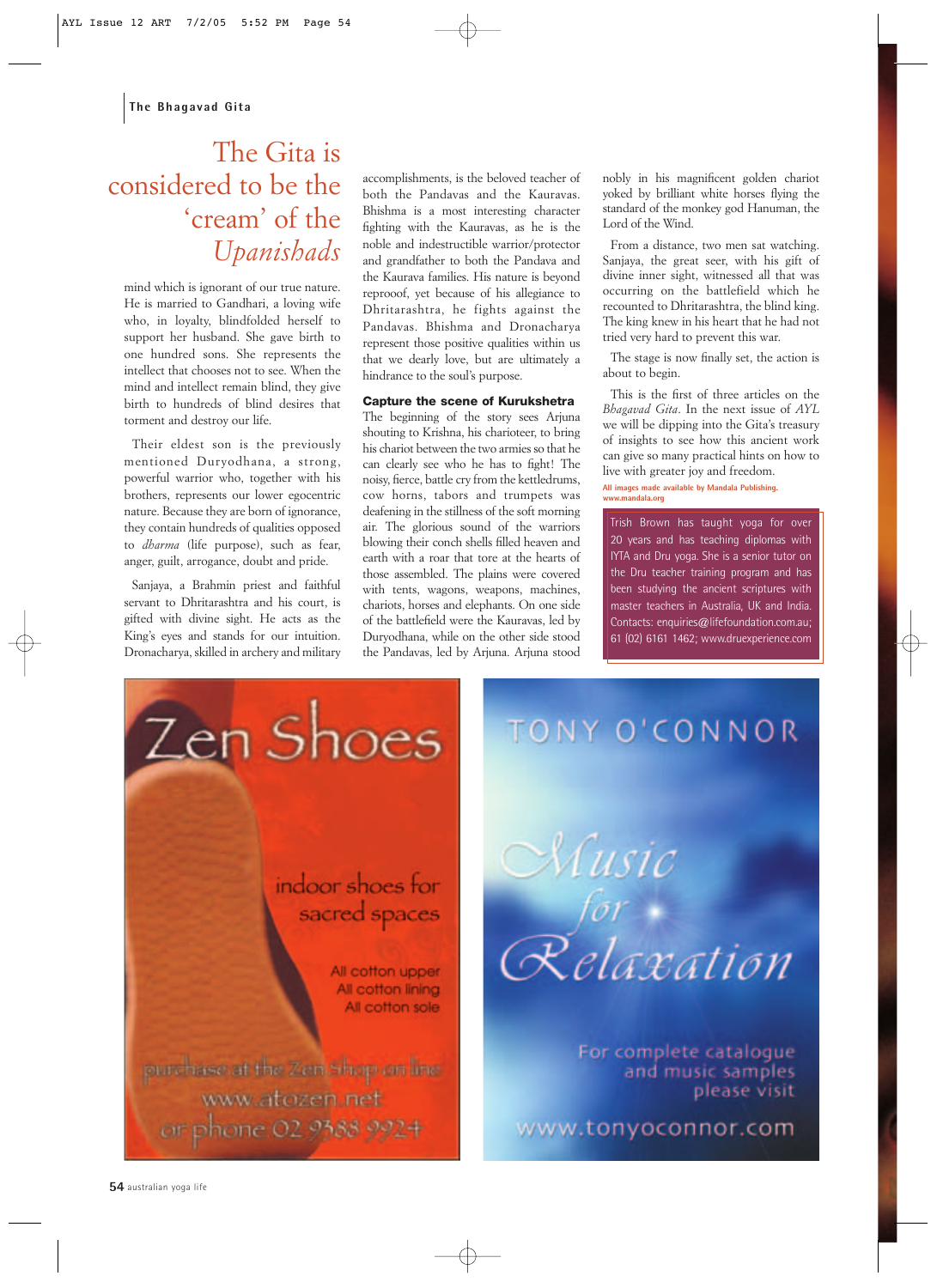## The Gita is considered to be the 'cream' of the *Upanishads*

mind which is ignorant of our true nature. He is married to Gandhari, a loving wife who, in loyalty, blindfolded herself to support her husband. She gave birth to one hundred sons. She represents the intellect that chooses not to see. When the mind and intellect remain blind, they give birth to hundreds of blind desires that torment and destroy our life.

Their eldest son is the previously mentioned Duryodhana, a strong, powerful warrior who, together with his brothers, represents our lower egocentric nature. Because they are born of ignorance, they contain hundreds of qualities opposed to *dharma* (life purpose), such as fear, anger, guilt, arrogance, doubt and pride.

Sanjaya, a Brahmin priest and faithful servant to Dhritarashtra and his court, is gifted with divine sight. He acts as the King's eyes and stands for our intuition. Dronacharya, skilled in archery and military accomplishments, is the beloved teacher of both the Pandavas and the Kauravas. Bhishma is a most interesting character fighting with the Kauravas, as he is the noble and indestructible warrior/protector and grandfather to both the Pandava and the Kaurava families. His nature is beyond reprooof, yet because of his allegiance to Dhritarashtra, he fights against the Pandavas. Bhishma and Dronacharya represent those positive qualities within us that we dearly love, but are ultimately a hindrance to the soul's purpose.

### Capture the scene of Kurukshetra

The beginning of the story sees Arjuna shouting to Krishna, his charioteer, to bring his chariot between the two armies so that he can clearly see who he has to fight! The noisy, fierce, battle cry from the kettledrums, cow horns, tabors and trumpets was deafening in the stillness of the soft morning air. The glorious sound of the warriors blowing their conch shells filled heaven and earth with a roar that tore at the hearts of those assembled. The plains were covered with tents, wagons, weapons, machines, chariots, horses and elephants. On one side of the battlefield were the Kauravas, led by Duryodhana, while on the other side stood the Pandavas, led by Arjuna. Arjuna stood nobly in his magnificent golden chariot yoked by brilliant white horses flying the standard of the monkey god Hanuman, the Lord of the Wind.

From a distance, two men sat watching. Sanjaya, the great seer, with his gift of divine inner sight, witnessed all that was occurring on the battlefield which he recounted to Dhritarashtra, the blind king. The king knew in his heart that he had not tried very hard to prevent this war.

The stage is now finally set, the action is about to begin.

This is the first of three articles on the *Bhagavad Gita*. In the next issue of *AYL* we will be dipping into the Gita's treasury of insights to see how this ancient work can give so many practical hints on how to live with greater joy and freedom.

All images made available by Mandala Publishing. www.mandala.org

Trish Brown has taught yoga for over 20 years and has teaching diplomas with IYTA and Dru yoga. She is a senior tutor on the Dru teacher training program and has been studying the ancient scriptures with master teachers in Australia, UK and India. Contacts: enquiries@lifefoundation.com.au; 61 (02) 6161 1462; www.druexperience.com

Zen Shoes

indoor shoes for sacred spaces

All cotton upper
All cotton lining
All cotton sole

purchase at the Zen shop on line
www.atozen.net
or phone 02 9388 9924

TONY O'CONNOR

Music for Relaxation

For complete catalogue and music samples please visit

www.tonyoconnor.com